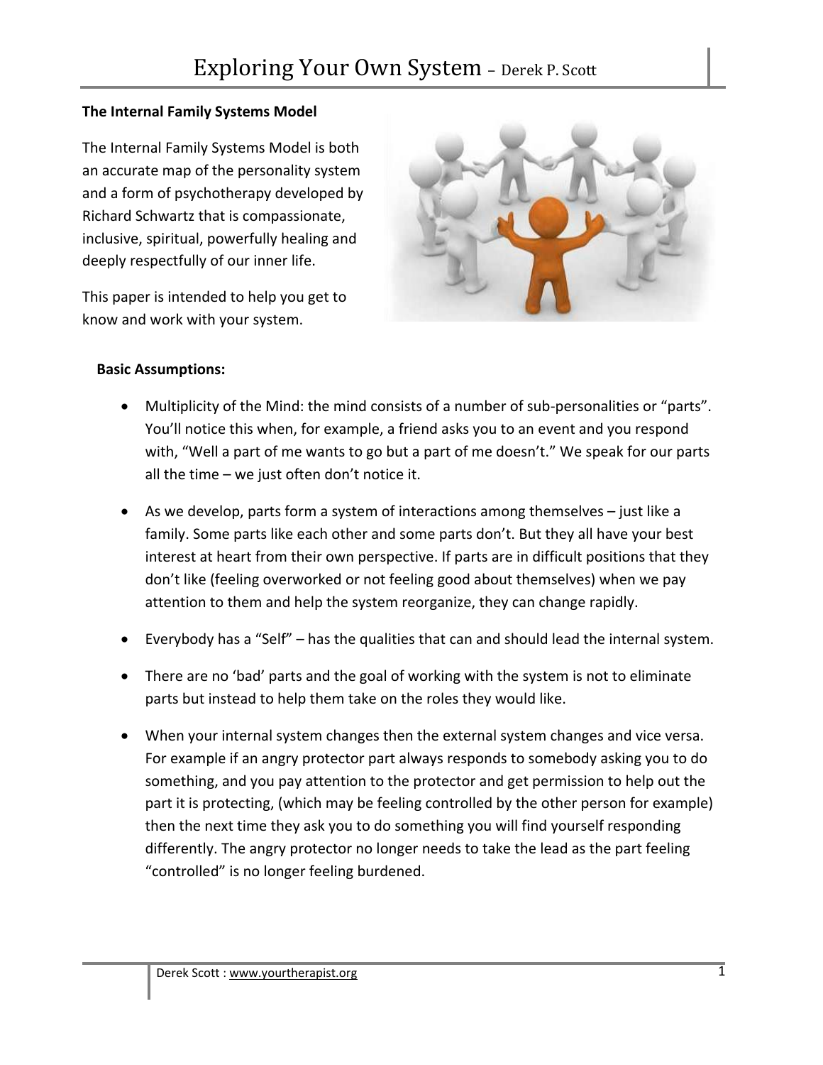# Exploring Your Own System – Derek P. Scott

**The Internal Family Systems Model**

The Internal Family Systems Model is both an accurate map of the personality system and a form of psychotherapy developed by Richard Schwartz that is compassionate, inclusive, spiritual, powerfully healing and deeply respectfully of our inner life.

This paper is intended to help you get to know and work with your system.

**Basic Assumptions:**

- Multiplicity of the Mind: the mind consists of a number of sub-personalities or "parts". You'll notice this when, for example, a friend asks you to an event and you respond with, "Well a part of me wants to go but a part of me doesn't." We speak for our parts all the time – we just often don't notice it.
- As we develop, parts form a system of interactions among themselves – just like a family. Some parts like each other and some parts don't. But they all have your best interest at heart from their own perspective. If parts are in difficult positions that they don't like (feeling overworked or not feeling good about themselves) when we pay attention to them and help the system reorganize, they can change rapidly.
- Everybody has a "Self" – has the qualities that can and should lead the internal system.
- There are no 'bad' parts and the goal of working with the system is not to eliminate parts but instead to help them take on the roles they would like.
- When your internal system changes then the external system changes and vice versa. For example if an angry protector part always responds to somebody asking you to do something, and you pay attention to the protector and get permission to help out the part it is protecting, (which may be feeling controlled by the other person for example) then the next time they ask you to do something you will find yourself responding differently. The angry protector no longer needs to take the lead as the part feeling "controlled" is no longer feeling burdened.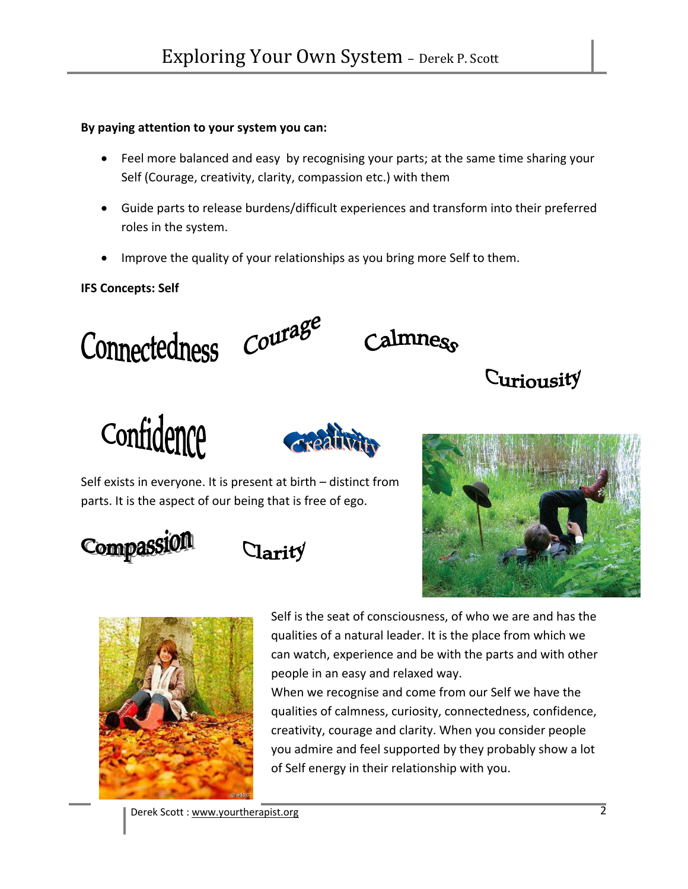**By paying attention to your system you can:**

- Feel more balanced and easy by recognising your parts; at the same time sharing your Self (Courage, creativity, clarity, compassion etc.) with them
- Guide parts to release burdens/difficult experiences and transform into their preferred roles in the system.
- Improve the quality of your relationships as you bring more Self to them.

**IFS Concepts: Self**

Connectedness Courage Calmness Curiousity

Confidence Creativity

Self exists in everyone. It is present at birth – distinct from parts. It is the aspect of our being that is free of ego.

Compassion Clarity

Self is the seat of consciousness, of who we are and has the qualities of a natural leader. It is the place from which we can watch, experience and be with the parts and with other people in an easy and relaxed way.

When we recognise and come from our Self we have the qualities of calmness, curiosity, connectedness, confidence, creativity, courage and clarity. When you consider people you admire and feel supported by they probably show a lot of Self energy in their relationship with you.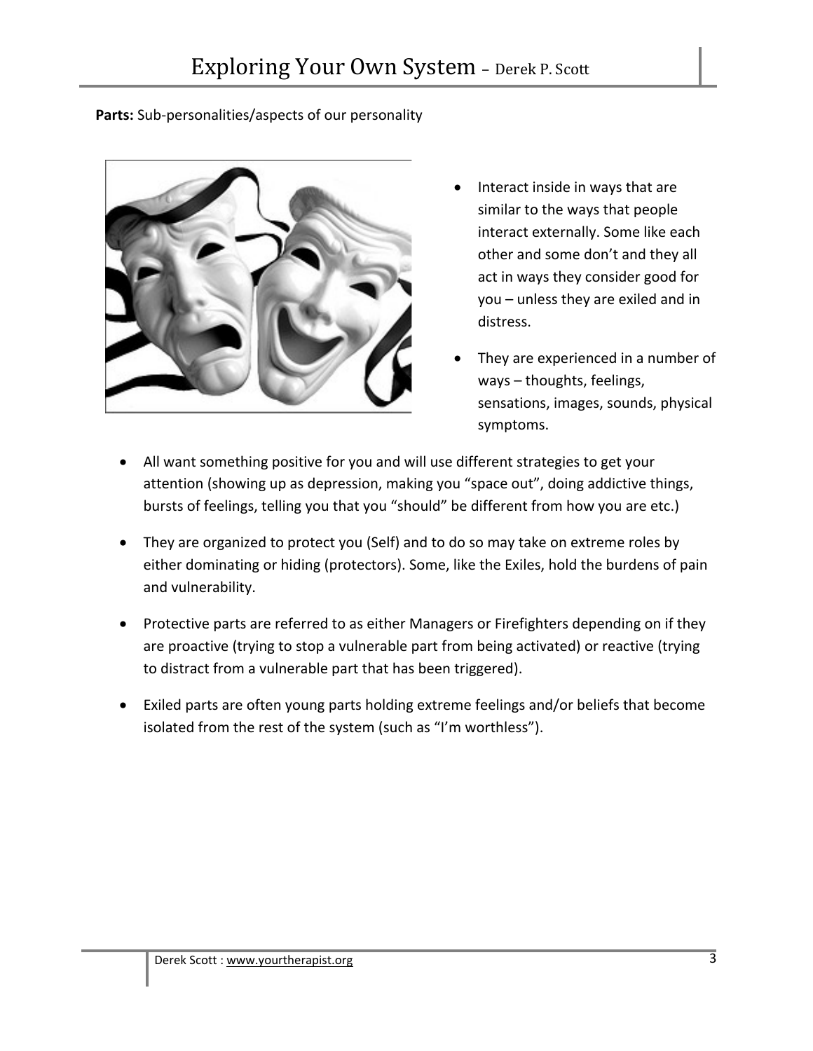**Parts:** Sub-personalities/aspects of our personality

- Interact inside in ways that are similar to the ways that people interact externally. Some like each other and some don't and they all act in ways they consider good for you – unless they are exiled and in distress.
- They are experienced in a number of ways – thoughts, feelings, sensations, images, sounds, physical symptoms.
- All want something positive for you and will use different strategies to get your attention (showing up as depression, making you "space out", doing addictive things, bursts of feelings, telling you that you "should" be different from how you are etc.)
- They are organized to protect you (Self) and to do so may take on extreme roles by either dominating or hiding (protectors). Some, like the Exiles, hold the burdens of pain and vulnerability.
- Protective parts are referred to as either Managers or Firefighters depending on if they are proactive (trying to stop a vulnerable part from being activated) or reactive (trying to distract from a vulnerable part that has been triggered).
- Exiled parts are often young parts holding extreme feelings and/or beliefs that become isolated from the rest of the system (such as "I'm worthless").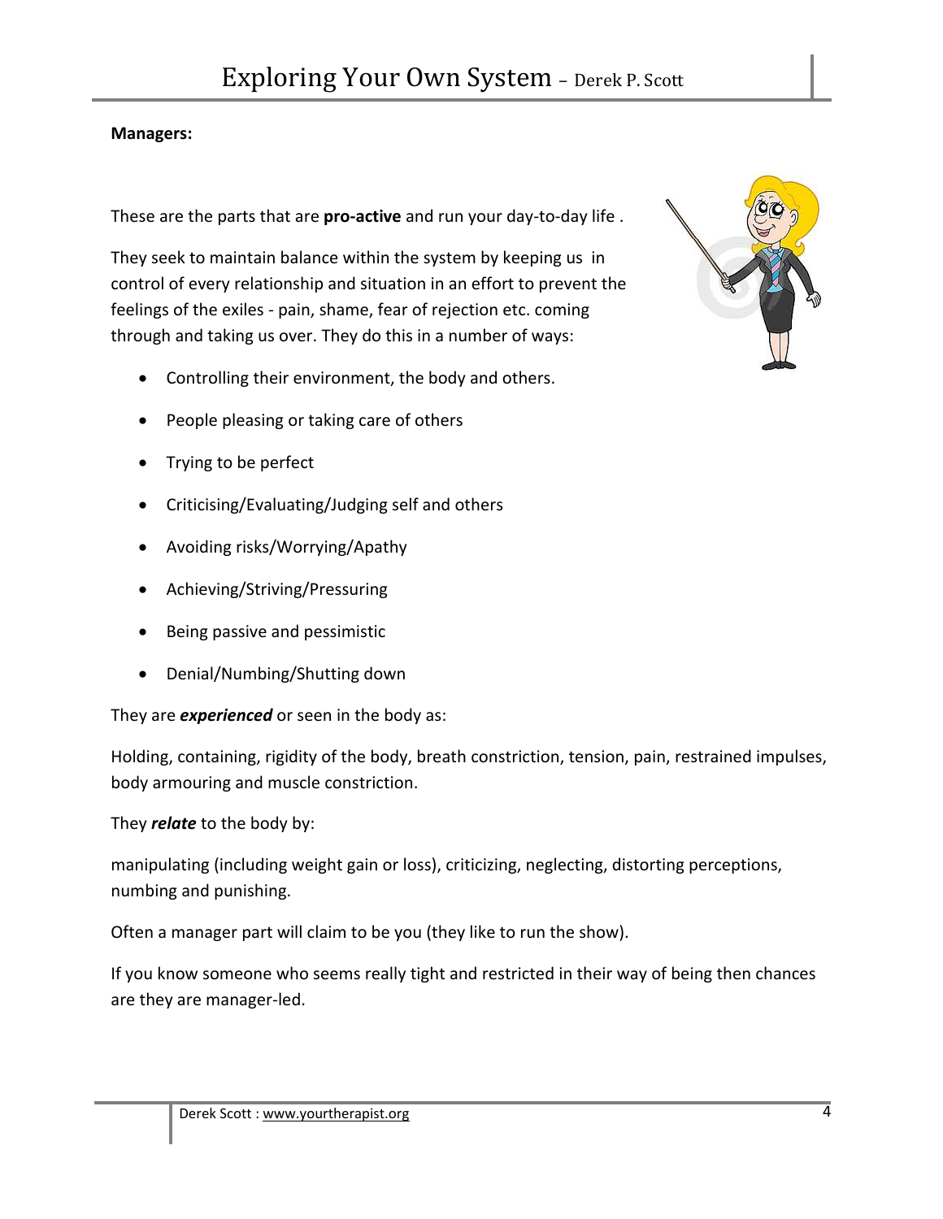**Managers:**

These are the parts that are **pro-active** and run your day-to-day life .

They seek to maintain balance within the system by keeping us in control of every relationship and situation in an effort to prevent the feelings of the exiles - pain, shame, fear of rejection etc. coming through and taking us over. They do this in a number of ways:

- Controlling their environment, the body and others.
- People pleasing or taking care of others
- Trying to be perfect
- Criticising/Evaluating/Judging self and others
- Avoiding risks/Worrying/Apathy
- Achieving/Striving/Pressuring
- Being passive and pessimistic
- Denial/Numbing/Shutting down

They are ***experienced*** or seen in the body as:

Holding, containing, rigidity of the body, breath constriction, tension, pain, restrained impulses, body armouring and muscle constriction.

They ***relate*** to the body by:

manipulating (including weight gain or loss), criticizing, neglecting, distorting perceptions, numbing and punishing.

Often a manager part will claim to be you (they like to run the show).

If you know someone who seems really tight and restricted in their way of being then chances are they are manager-led.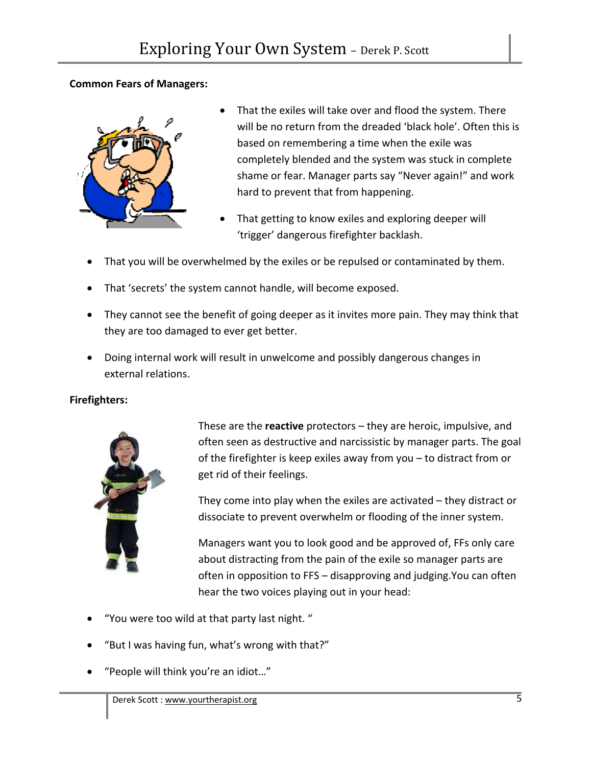**Common Fears of Managers:**

- That the exiles will take over and flood the system. There will be no return from the dreaded 'black hole'. Often this is based on remembering a time when the exile was completely blended and the system was stuck in complete shame or fear. Manager parts say "Never again!" and work hard to prevent that from happening.
- That getting to know exiles and exploring deeper will 'trigger' dangerous firefighter backlash.
- That you will be overwhelmed by the exiles or be repulsed or contaminated by them.
- That 'secrets' the system cannot handle, will become exposed.
- They cannot see the benefit of going deeper as it invites more pain. They may think that they are too damaged to ever get better.
- Doing internal work will result in unwelcome and possibly dangerous changes in external relations.

**Firefighters:**

These are the **reactive** protectors – they are heroic, impulsive, and often seen as destructive and narcissistic by manager parts. The goal of the firefighter is keep exiles away from you – to distract from or get rid of their feelings.

They come into play when the exiles are activated – they distract or dissociate to prevent overwhelm or flooding of the inner system.

Managers want you to look good and be approved of, FFs only care about distracting from the pain of the exile so manager parts are often in opposition to FFS – disapproving and judging.You can often hear the two voices playing out in your head:

- "You were too wild at that party last night. "
- "But I was having fun, what's wrong with that?"
- "People will think you're an idiot…"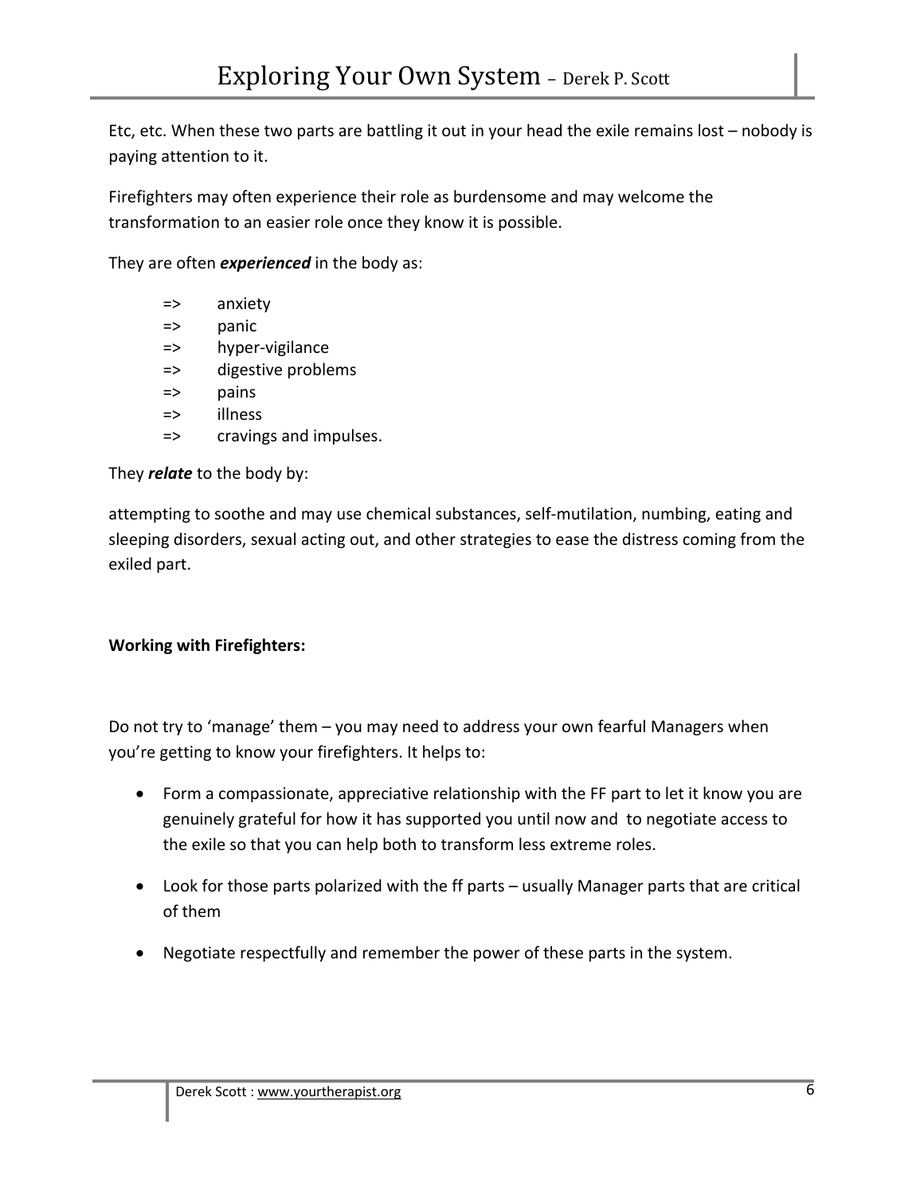Etc, etc. When these two parts are battling it out in your head the exile remains lost – nobody is paying attention to it.

Firefighters may often experience their role as burdensome and may welcome the transformation to an easier role once they know it is possible.

They are often ***experienced*** in the body as:

=> anxiety
=> panic
=> hyper-vigilance
=> digestive problems
=> pains
=> illness
=> cravings and impulses.

They ***relate*** to the body by:

attempting to soothe and may use chemical substances, self-mutilation, numbing, eating and sleeping disorders, sexual acting out, and other strategies to ease the distress coming from the exiled part.

**Working with Firefighters:**

Do not try to 'manage' them – you may need to address your own fearful Managers when you're getting to know your firefighters. It helps to:

- Form a compassionate, appreciative relationship with the FF part to let it know you are genuinely grateful for how it has supported you until now and to negotiate access to the exile so that you can help both to transform less extreme roles.
- Look for those parts polarized with the ff parts – usually Manager parts that are critical of them
- Negotiate respectfully and remember the power of these parts in the system.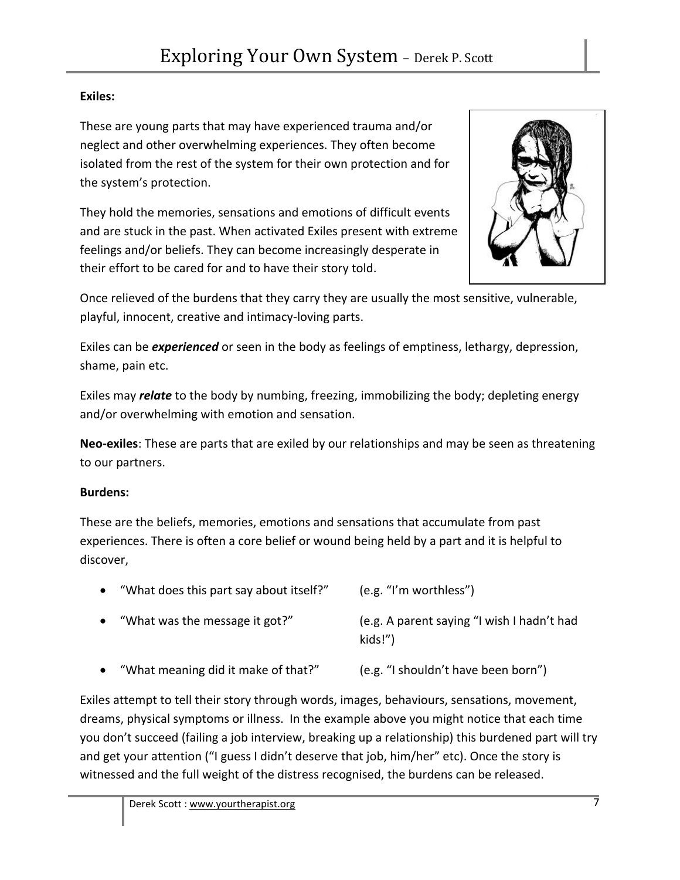**Exiles:**

These are young parts that may have experienced trauma and/or neglect and other overwhelming experiences. They often become isolated from the rest of the system for their own protection and for the system's protection.

They hold the memories, sensations and emotions of difficult events and are stuck in the past. When activated Exiles present with extreme feelings and/or beliefs. They can become increasingly desperate in their effort to be cared for and to have their story told.

Once relieved of the burdens that they carry they are usually the most sensitive, vulnerable, playful, innocent, creative and intimacy-loving parts.

Exiles can be ***experienced*** or seen in the body as feelings of emptiness, lethargy, depression, shame, pain etc.

Exiles may ***relate*** to the body by numbing, freezing, immobilizing the body; depleting energy and/or overwhelming with emotion and sensation.

**Neo-exiles**: These are parts that are exiled by our relationships and may be seen as threatening to our partners.

**Burdens:**

These are the beliefs, memories, emotions and sensations that accumulate from past experiences. There is often a core belief or wound being held by a part and it is helpful to discover,

- "What does this part say about itself?" (e.g. "I'm worthless")
- "What was the message it got?" (e.g. A parent saying "I wish I hadn't had kids!")
- "What meaning did it make of that?" (e.g. "I shouldn't have been born")

Exiles attempt to tell their story through words, images, behaviours, sensations, movement, dreams, physical symptoms or illness. In the example above you might notice that each time you don't succeed (failing a job interview, breaking up a relationship) this burdened part will try and get your attention ("I guess I didn't deserve that job, him/her" etc). Once the story is witnessed and the full weight of the distress recognised, the burdens can be released.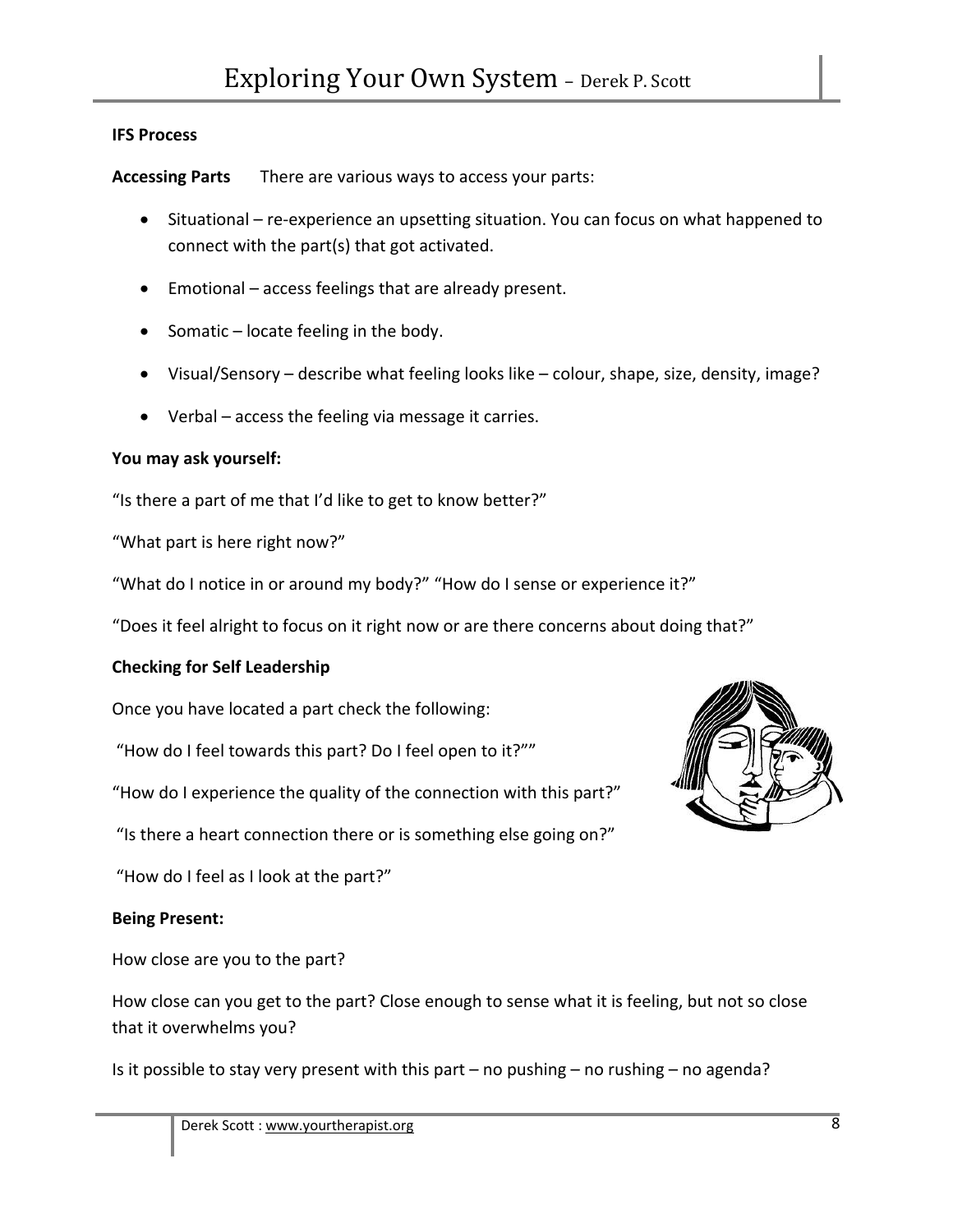**IFS Process**

**Accessing Parts** There are various ways to access your parts:

- Situational – re-experience an upsetting situation. You can focus on what happened to connect with the part(s) that got activated.
- Emotional – access feelings that are already present.
- Somatic – locate feeling in the body.
- Visual/Sensory – describe what feeling looks like – colour, shape, size, density, image?
- Verbal – access the feeling via message it carries.

**You may ask yourself:**

"Is there a part of me that I'd like to get to know better?"

"What part is here right now?"

"What do I notice in or around my body?" "How do I sense or experience it?"

"Does it feel alright to focus on it right now or are there concerns about doing that?"

**Checking for Self Leadership**

Once you have located a part check the following:

"How do I feel towards this part? Do I feel open to it?""

"How do I experience the quality of the connection with this part?"

"Is there a heart connection there or is something else going on?"

"How do I feel as I look at the part?"

**Being Present:**

How close are you to the part?

How close can you get to the part? Close enough to sense what it is feeling, but not so close that it overwhelms you?

Is it possible to stay very present with this part – no pushing – no rushing – no agenda?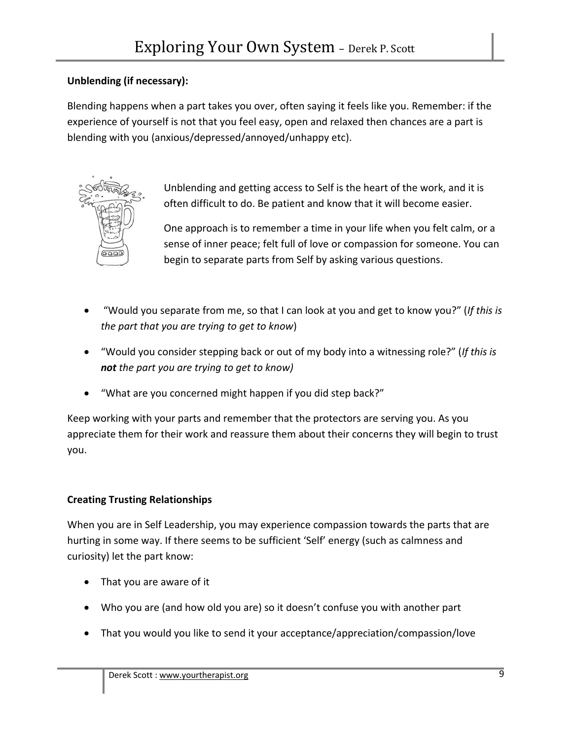**Unblending (if necessary):**

Blending happens when a part takes you over, often saying it feels like you. Remember: if the experience of yourself is not that you feel easy, open and relaxed then chances are a part is blending with you (anxious/depressed/annoyed/unhappy etc).

Unblending and getting access to Self is the heart of the work, and it is often difficult to do. Be patient and know that it will become easier.

One approach is to remember a time in your life when you felt calm, or a sense of inner peace; felt full of love or compassion for someone. You can begin to separate parts from Self by asking various questions.

- "Would you separate from me, so that I can look at you and get to know you?" (*If this is the part that you are trying to get to know*)
- "Would you consider stepping back or out of my body into a witnessing role?" (*If this is **not** the part you are trying to get to know)*
- "What are you concerned might happen if you did step back?"

Keep working with your parts and remember that the protectors are serving you. As you appreciate them for their work and reassure them about their concerns they will begin to trust you.

**Creating Trusting Relationships**

When you are in Self Leadership, you may experience compassion towards the parts that are hurting in some way. If there seems to be sufficient 'Self' energy (such as calmness and curiosity) let the part know:

- That you are aware of it
- Who you are (and how old you are) so it doesn't confuse you with another part
- That you would you like to send it your acceptance/appreciation/compassion/love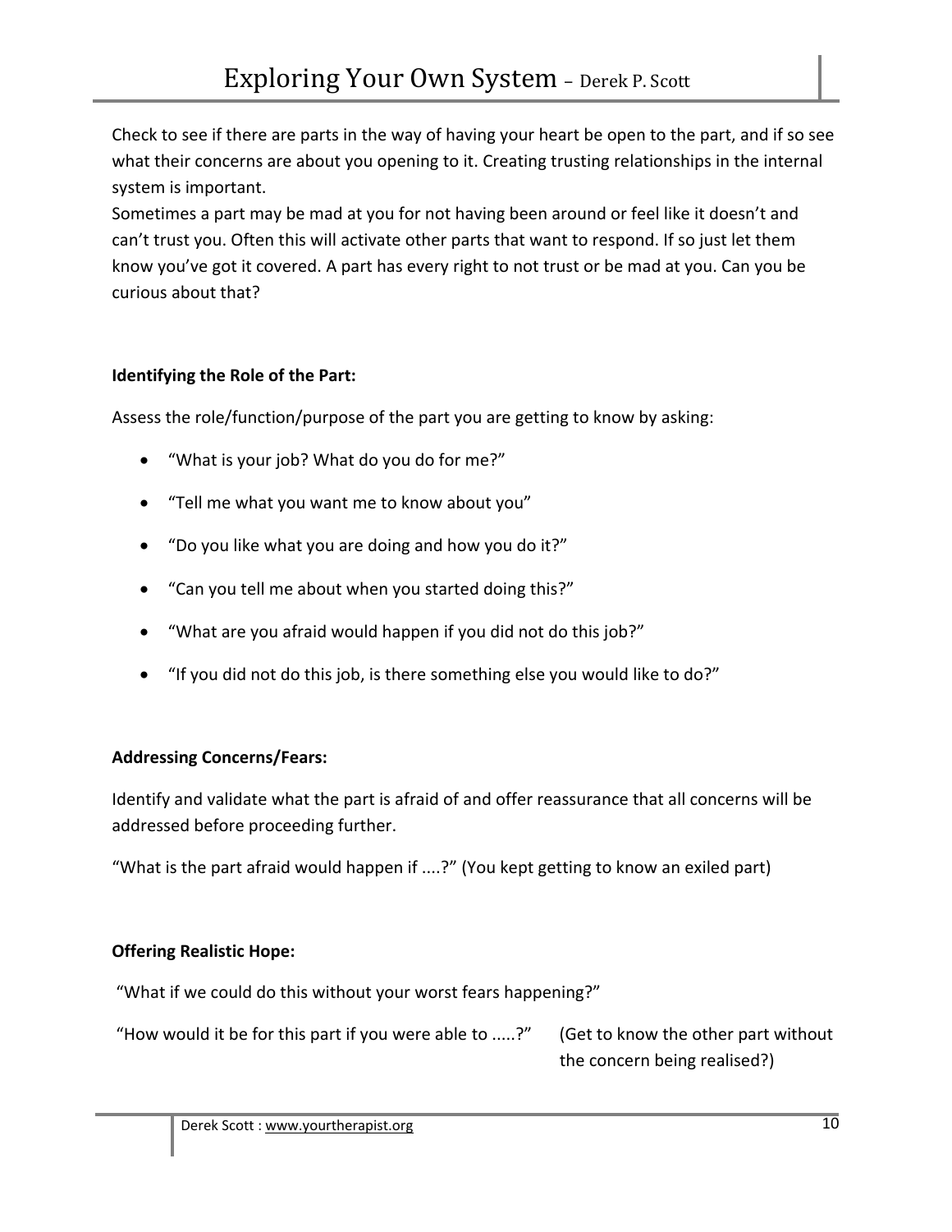Check to see if there are parts in the way of having your heart be open to the part, and if so see what their concerns are about you opening to it. Creating trusting relationships in the internal system is important.
Sometimes a part may be mad at you for not having been around or feel like it doesn't and can't trust you. Often this will activate other parts that want to respond. If so just let them know you've got it covered. A part has every right to not trust or be mad at you. Can you be curious about that?

**Identifying the Role of the Part:**

Assess the role/function/purpose of the part you are getting to know by asking:

- "What is your job? What do you do for me?"
- "Tell me what you want me to know about you"
- "Do you like what you are doing and how you do it?"
- "Can you tell me about when you started doing this?"
- "What are you afraid would happen if you did not do this job?"
- "If you did not do this job, is there something else you would like to do?"

**Addressing Concerns/Fears:**

Identify and validate what the part is afraid of and offer reassurance that all concerns will be addressed before proceeding further.

"What is the part afraid would happen if ....?" (You kept getting to know an exiled part)

**Offering Realistic Hope:**

"What if we could do this without your worst fears happening?"

"How would it be for this part if you were able to .....?" (Get to know the other part without the concern being realised?)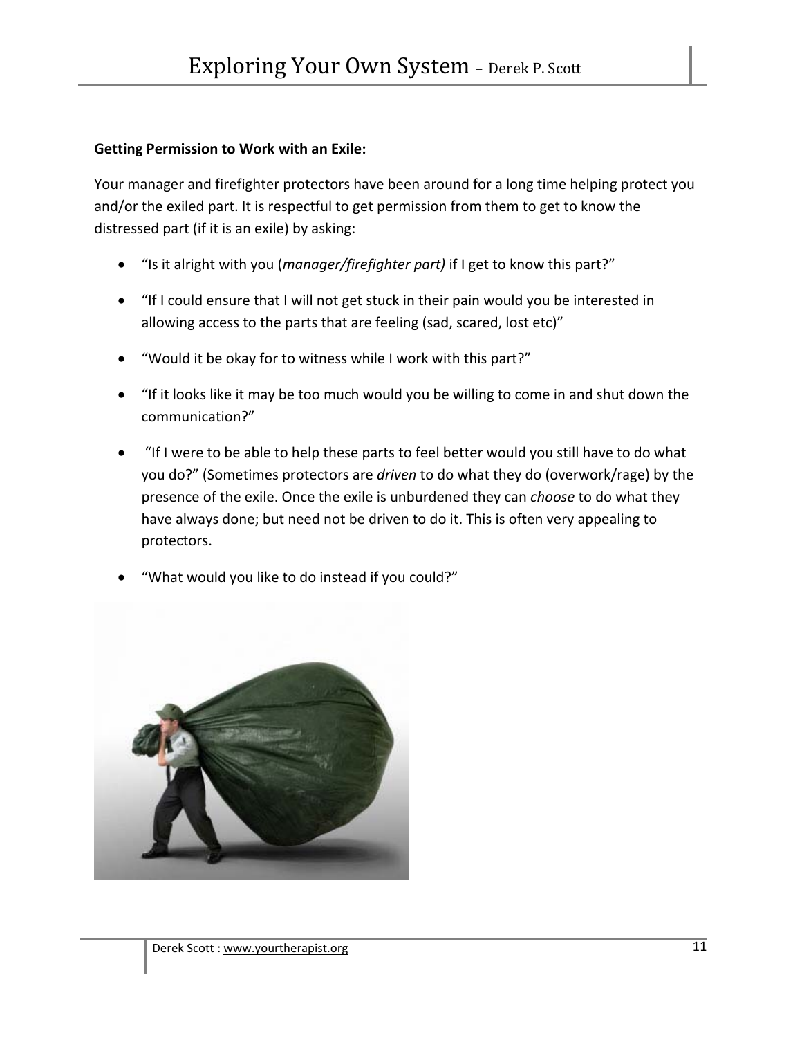**Getting Permission to Work with an Exile:**

Your manager and firefighter protectors have been around for a long time helping protect you and/or the exiled part. It is respectful to get permission from them to get to know the distressed part (if it is an exile) by asking:

- "Is it alright with you (*manager/firefighter part)* if I get to know this part?"
- "If I could ensure that I will not get stuck in their pain would you be interested in allowing access to the parts that are feeling (sad, scared, lost etc)"
- "Would it be okay for to witness while I work with this part?"
- "If it looks like it may be too much would you be willing to come in and shut down the communication?"
- "If I were to be able to help these parts to feel better would you still have to do what you do?" (Sometimes protectors are *driven* to do what they do (overwork/rage) by the presence of the exile. Once the exile is unburdened they can *choose* to do what they have always done; but need not be driven to do it. This is often very appealing to protectors.
- "What would you like to do instead if you could?"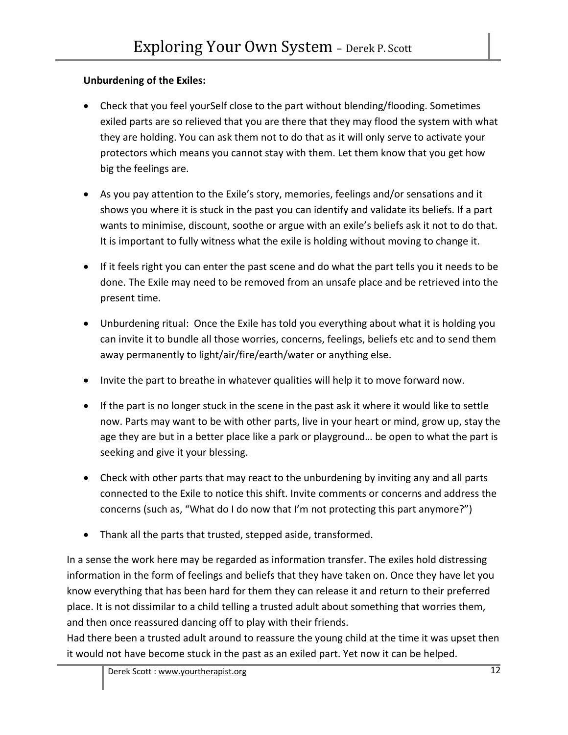**Unburdening of the Exiles:**

- Check that you feel yourSelf close to the part without blending/flooding. Sometimes exiled parts are so relieved that you are there that they may flood the system with what they are holding. You can ask them not to do that as it will only serve to activate your protectors which means you cannot stay with them. Let them know that you get how big the feelings are.
- As you pay attention to the Exile's story, memories, feelings and/or sensations and it shows you where it is stuck in the past you can identify and validate its beliefs. If a part wants to minimise, discount, soothe or argue with an exile's beliefs ask it not to do that. It is important to fully witness what the exile is holding without moving to change it.
- If it feels right you can enter the past scene and do what the part tells you it needs to be done. The Exile may need to be removed from an unsafe place and be retrieved into the present time.
- Unburdening ritual: Once the Exile has told you everything about what it is holding you can invite it to bundle all those worries, concerns, feelings, beliefs etc and to send them away permanently to light/air/fire/earth/water or anything else.
- Invite the part to breathe in whatever qualities will help it to move forward now.
- If the part is no longer stuck in the scene in the past ask it where it would like to settle now. Parts may want to be with other parts, live in your heart or mind, grow up, stay the age they are but in a better place like a park or playground… be open to what the part is seeking and give it your blessing.
- Check with other parts that may react to the unburdening by inviting any and all parts connected to the Exile to notice this shift. Invite comments or concerns and address the concerns (such as, "What do I do now that I'm not protecting this part anymore?")
- Thank all the parts that trusted, stepped aside, transformed.

In a sense the work here may be regarded as information transfer. The exiles hold distressing information in the form of feelings and beliefs that they have taken on. Once they have let you know everything that has been hard for them they can release it and return to their preferred place. It is not dissimilar to a child telling a trusted adult about something that worries them, and then once reassured dancing off to play with their friends.
Had there been a trusted adult around to reassure the young child at the time it was upset then it would not have become stuck in the past as an exiled part. Yet now it can be helped.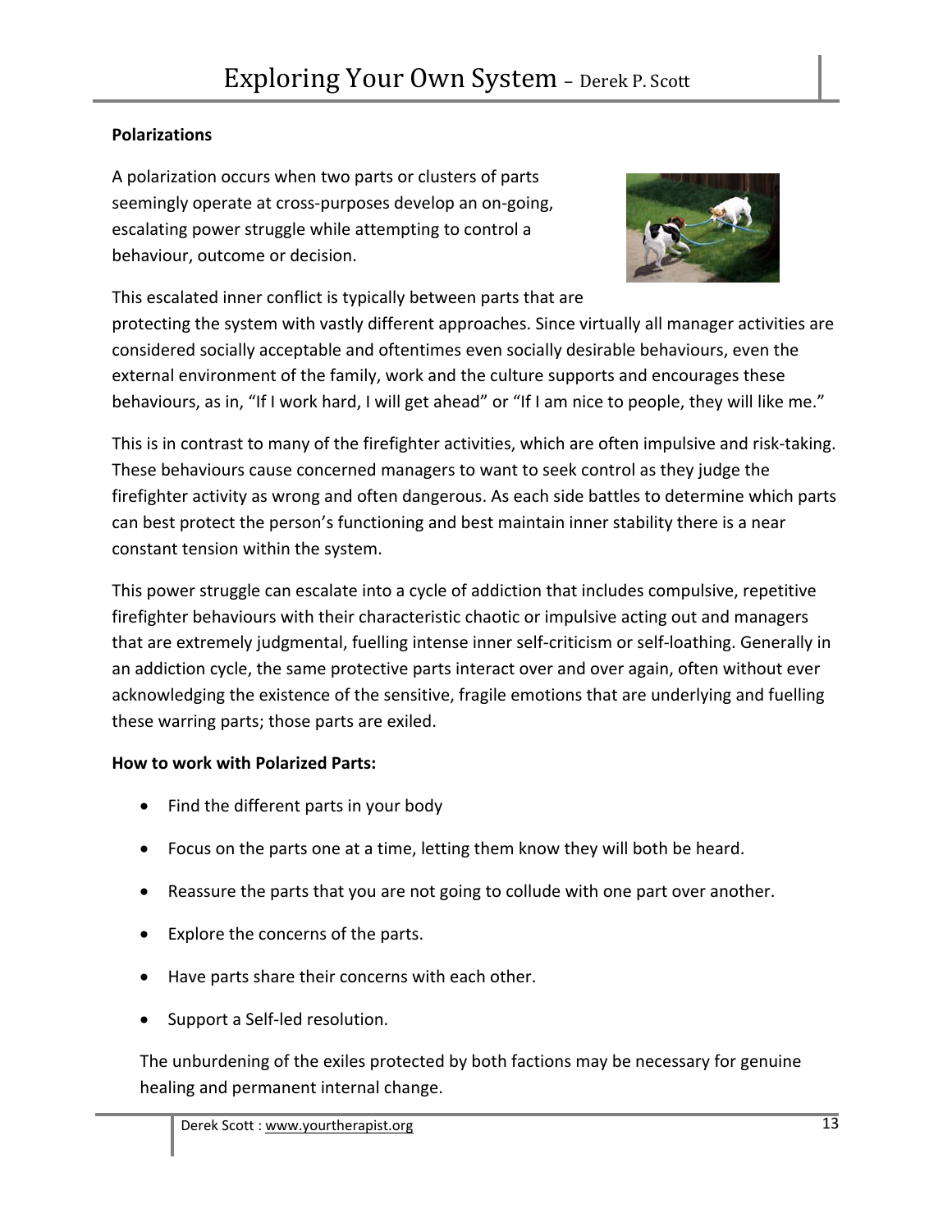**Polarizations**

A polarization occurs when two parts or clusters of parts seemingly operate at cross-purposes develop an on-going, escalating power struggle while attempting to control a behaviour, outcome or decision.

This escalated inner conflict is typically between parts that are protecting the system with vastly different approaches. Since virtually all manager activities are considered socially acceptable and oftentimes even socially desirable behaviours, even the external environment of the family, work and the culture supports and encourages these behaviours, as in, "If I work hard, I will get ahead" or "If I am nice to people, they will like me."

This is in contrast to many of the firefighter activities, which are often impulsive and risk-taking. These behaviours cause concerned managers to want to seek control as they judge the firefighter activity as wrong and often dangerous. As each side battles to determine which parts can best protect the person's functioning and best maintain inner stability there is a near constant tension within the system.

This power struggle can escalate into a cycle of addiction that includes compulsive, repetitive firefighter behaviours with their characteristic chaotic or impulsive acting out and managers that are extremely judgmental, fuelling intense inner self-criticism or self-loathing. Generally in an addiction cycle, the same protective parts interact over and over again, often without ever acknowledging the existence of the sensitive, fragile emotions that are underlying and fuelling these warring parts; those parts are exiled.

**How to work with Polarized Parts:**

- Find the different parts in your body
- Focus on the parts one at a time, letting them know they will both be heard.
- Reassure the parts that you are not going to collude with one part over another.
- Explore the concerns of the parts.
- Have parts share their concerns with each other.
- Support a Self-led resolution.

The unburdening of the exiles protected by both factions may be necessary for genuine healing and permanent internal change.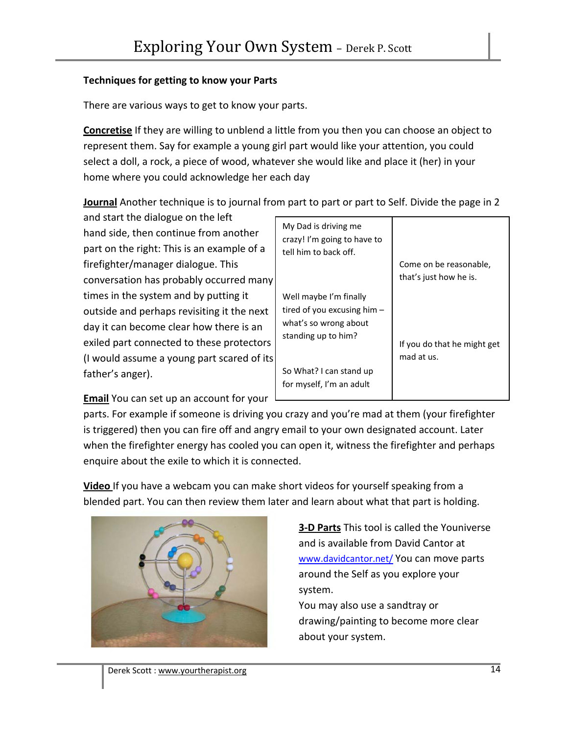**Techniques for getting to know your Parts**

There are various ways to get to know your parts.

**Concretise** If they are willing to unblend a little from you then you can choose an object to represent them. Say for example a young girl part would like your attention, you could select a doll, a rock, a piece of wood, whatever she would like and place it (her) in your home where you could acknowledge her each day

**Journal** Another technique is to journal from part to part or part to Self. Divide the page in 2 and start the dialogue on the left hand side, then continue from another part on the right: This is an example of a firefighter/manager dialogue. This conversation has probably occurred many times in the system and by putting it outside and perhaps revisiting it the next day it can become clear how there is an exiled part connected to these protectors (I would assume a young part scared of its father's anger).

| | |
|---|---|
| My Dad is driving me crazy! I'm going to have to tell him to back off. | |
| | Come on be reasonable, that's just how he is. |
| Well maybe I'm finally tired of you excusing him – what's so wrong about standing up to him? | |
| | If you do that he might get mad at us. |
| So What? I can stand up for myself, I'm an adult | |

**Email** You can set up an account for your parts. For example if someone is driving you crazy and you're mad at them (your firefighter is triggered) then you can fire off and angry email to your own designated account. Later when the firefighter energy has cooled you can open it, witness the firefighter and perhaps enquire about the exile to which it is connected.

**Video** If you have a webcam you can make short videos for yourself speaking from a blended part. You can then review them later and learn about what that part is holding.

**3-D Parts** This tool is called the Youniverse and is available from David Cantor at [www.davidcantor.net/](http://www.davidcantor.net/) You can move parts around the Self as you explore your system.

You may also use a sandtray or drawing/painting to become more clear about your system.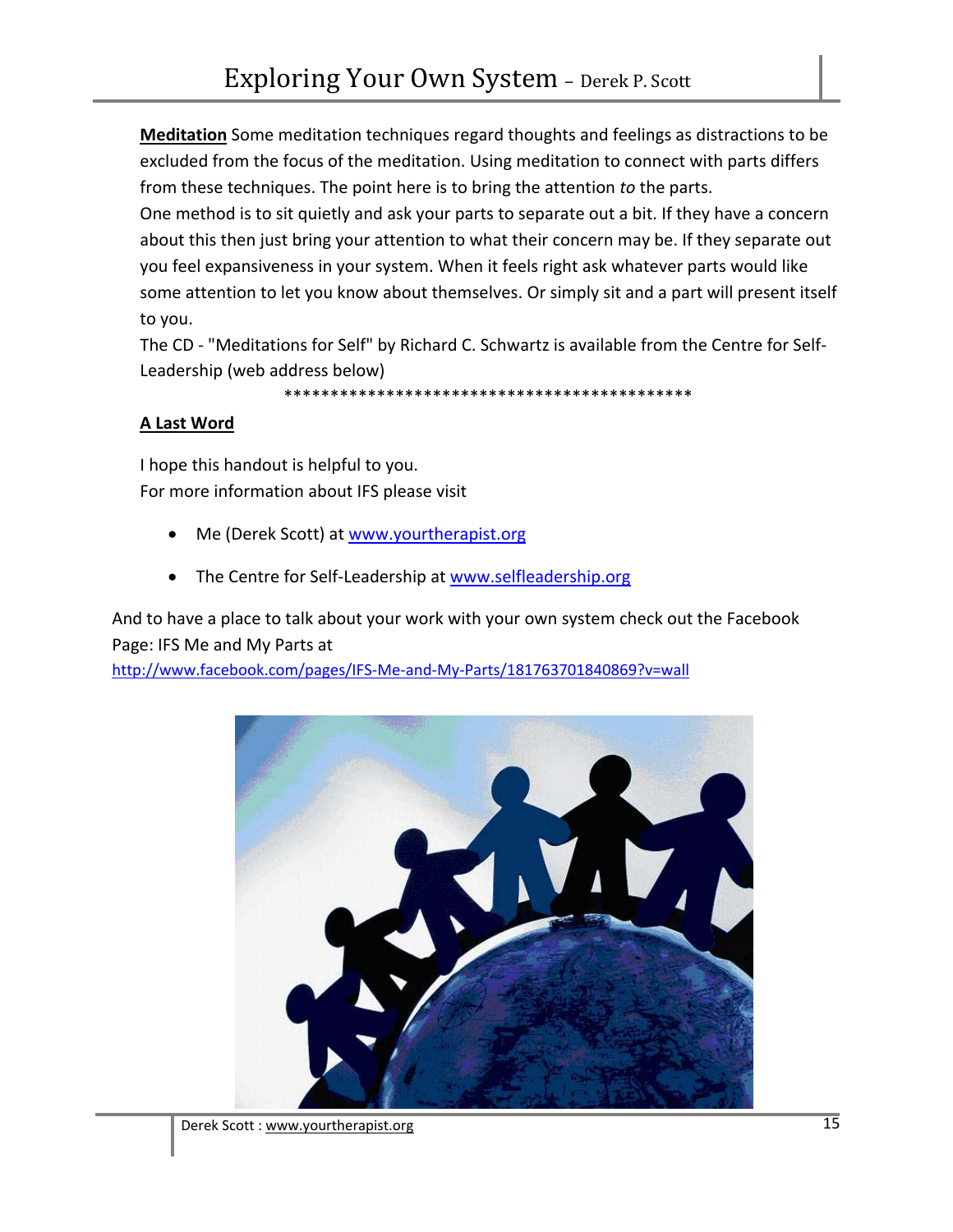**Meditation** Some meditation techniques regard thoughts and feelings as distractions to be excluded from the focus of the meditation. Using meditation to connect with parts differs from these techniques. The point here is to bring the attention *to* the parts.
One method is to sit quietly and ask your parts to separate out a bit. If they have a concern about this then just bring your attention to what their concern may be. If they separate out you feel expansiveness in your system. When it feels right ask whatever parts would like some attention to let you know about themselves. Or simply sit and a part will present itself to you.
The CD - "Meditations for Self" by Richard C. Schwartz is available from the Centre for Self-Leadership (web address below)

*********************************************

**A Last Word**

I hope this handout is helpful to you.
For more information about IFS please visit

- Me (Derek Scott) at www.yourtherapist.org
- The Centre for Self-Leadership at www.selfleadership.org

And to have a place to talk about your work with your own system check out the Facebook Page: IFS Me and My Parts at
http://www.facebook.com/pages/IFS-Me-and-My-Parts/181763701840869?v=wall